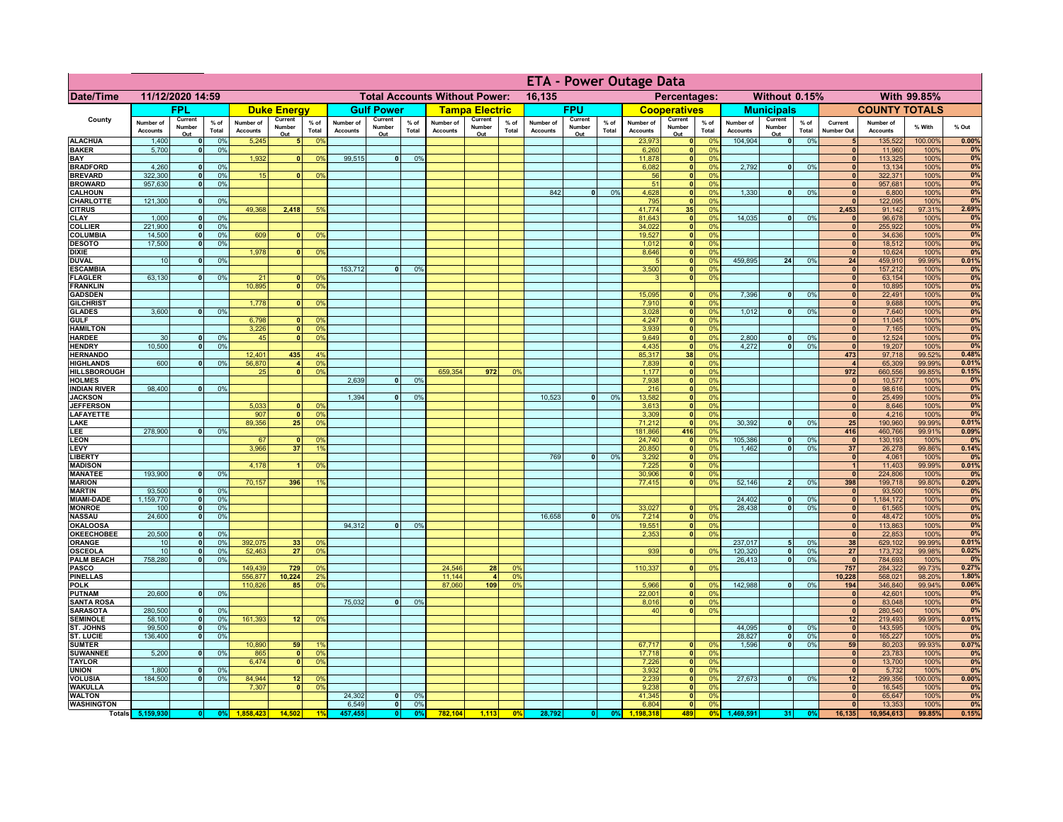# ETA - Power Outage Data

| Date/Time | 11/12/2020 14:59 | Total Accounts Without Power: | 16,135 | Percentages: | Without 0.15% | With 99.85% |
|---|---|---|---|---|---|---|

| County | FPL | | | Duke Energy | | | Gulf Power | | | Tampa Electric | | | FPU | | | Cooperatives | | | Municipals | | | COUNTY TOTALS | | | |
|---|---|---|---|---|---|---|---|---|---|---|---|---|---|---|---|---|---|---|---|---|---|---|---|---|---|
| | Number of Accounts | Current Number Out | % of Total | Number of Accounts | Current Number Out | % of Total | Number of Accounts | Current Number Out | % of Total | Number of Accounts | Current Number Out | % of Total | Number of Accounts | Current Number Out | % of Total | Number of Accounts | Current Number Out | % of Total | Number of Accounts | Current Number Out | % of Total | Current Number Out | Number of Accounts | % With | % Out |
| ALACHUA | 1,400 | 0 | 0% | 5,245 | 5 | 0% | | | | | | | | | | 23,973 | 0 | 0% | 104,904 | 0 | 0% | 5 | 135,522 | 100.00% | 0.00% |
| BAKER | 5,700 | 0 | 0% | | | | | | | | | | | | | 6,260 | 0 | 0% | | | | 0 | 11,960 | 100% | 0% |
| BAY | | | | 1,932 | 0 | 0% | 99,515 | 0 | 0% | | | | | | | 11,878 | 0 | 0% | | | | 0 | 113,325 | 100% | 0% |
| BRADFORD | 4,260 | 0 | 0% | | | | | | | | | | | | | 6,082 | 0 | 0% | 2,792 | 0 | 0% | 0 | 13,134 | 100% | 0% |
| BREVARD | 322,300 | 0 | 0% | 15 | 0 | 0% | | | | | | | | | | 56 | 0 | 0% | | | | 0 | 322,371 | 100% | 0% |
| BROWARD | 957,630 | 0 | 0% | | | | | | | | | | | | | 51 | 0 | 0% | | | | 0 | 957,681 | 100% | 0% |
| CALHOUN | | | | | | | | | | | | | 842 | 0 | 0% | 4,628 | 0 | 0% | 1,330 | 0 | 0% | 0 | 6,800 | 100% | 0% |
| CHARLOTTE | 121,300 | 0 | 0% | | | | | | | | | | | | | 795 | 0 | 0% | | | | 0 | 122,095 | 100% | 0% |
| CITRUS | | | | 49,368 | 2,418 | 5% | | | | | | | | | | 41,774 | 35 | 0% | | | | 2,453 | 91,142 | 97.31% | 2.69% |
| CLAY | 1,000 | 0 | 0% | | | | | | | | | | | | | 81,643 | 0 | 0% | 14,035 | 0 | 0% | 0 | 96,678 | 100% | 0% |
| COLLIER | 221,900 | 0 | 0% | | | | | | | | | | | | | 34,022 | 0 | 0% | | | | 0 | 255,922 | 100% | 0% |
| COLUMBIA | 14,500 | 0 | 0% | 609 | 0 | 0% | | | | | | | | | | 19,527 | 0 | 0% | | | | 0 | 34,636 | 100% | 0% |
| DESOTO | 17,500 | 0 | 0% | | | | | | | | | | | | | 1,012 | 0 | 0% | | | | 0 | 18,512 | 100% | 0% |
| DIXIE | | | | 1,978 | 0 | 0% | | | | | | | | | | 8,646 | 0 | 0% | | | | 0 | 10,624 | 100% | 0% |
| DUVAL | 10 | 0 | 0% | | | | | | | | | | | | | 5 | 0 | 0% | 459,895 | 24 | 0% | 24 | 459,910 | 99.99% | 0.01% |
| ESCAMBIA | | | | | | | 153,712 | 0 | 0% | | | | | | | 3,500 | 0 | 0% | | | | 0 | 157,212 | 100% | 0% |
| FLAGLER | 63,130 | 0 | 0% | 21 | 0 | 0% | | | | | | | | | | 3 | 0 | 0% | | | | 0 | 63,154 | 100% | 0% |
| FRANKLIN | | | | 10,895 | 0 | 0% | | | | | | | | | | | | | | | | 0 | 10,895 | 100% | 0% |
| GADSDEN | | | | | | | | | | | | | | | | 15,095 | 0 | 0% | 7,396 | 0 | 0% | 0 | 22,491 | 100% | 0% |
| GILCHRIST | | | | 1,778 | 0 | 0% | | | | | | | | | | 7,910 | 0 | 0% | | | | 0 | 9,688 | 100% | 0% |
| GLADES | 3,600 | 0 | 0% | | | | | | | | | | | | | 3,028 | 0 | 0% | 1,012 | 0 | 0% | 0 | 7,640 | 100% | 0% |
| GULF | | | | 6,798 | 0 | 0% | | | | | | | | | | 4,247 | 0 | 0% | | | | 0 | 11,045 | 100% | 0% |
| HAMILTON | | | | 3,226 | 0 | 0% | | | | | | | | | | 3,939 | 0 | 0% | | | | 0 | 7,165 | 100% | 0% |
| HARDEE | 30 | 0 | 0% | 45 | 0 | 0% | | | | | | | | | | 9,649 | 0 | 0% | 2,800 | 0 | 0% | 0 | 12,524 | 100% | 0% |
| HENDRY | 10,500 | 0 | 0% | | | | | | | | | | | | | 4,435 | 0 | 0% | 4,272 | 0 | 0% | 0 | 19,207 | 100% | 0% |
| HERNANDO | | | | 12,401 | 435 | 4% | | | | | | | | | | 85,317 | 38 | 0% | | | | 473 | 97,718 | 99.52% | 0.48% |
| HIGHLANDS | 600 | 0 | 0% | 56,870 | 4 | 0% | | | | | | | | | | 7,839 | 0 | 0% | | | | 4 | 65,309 | 99.99% | 0.01% |
| HILLSBOROUGH | | | | 25 | 0 | 0% | | | | 659,354 | 972 | 0% | | | | 1,177 | 0 | 0% | | | | 972 | 660,556 | 99.85% | 0.15% |
| HOLMES | | | | | | | 2,639 | 0 | 0% | | | | | | | 7,938 | 0 | 0% | | | | 0 | 10,577 | 100% | 0% |
| INDIAN RIVER | 98,400 | 0 | 0% | | | | | | | | | | | | | 216 | 0 | 0% | | | | 0 | 98,616 | 100% | 0% |
| JACKSON | | | | | | | 1,394 | 0 | 0% | | | | 10,523 | 0 | 0% | 13,582 | 0 | 0% | | | | 0 | 25,499 | 100% | 0% |
| JEFFERSON | | | | 5,033 | 0 | 0% | | | | | | | | | | 3,613 | 0 | 0% | | | | 0 | 8,646 | 100% | 0% |
| LAFAYETTE | | | | 907 | 0 | 0% | | | | | | | | | | 3,309 | 0 | 0% | | | | 0 | 4,216 | 100% | 0% |
| LAKE | | | | 89,356 | 25 | 0% | | | | | | | | | | 71,212 | 0 | 0% | 30,392 | 0 | 0% | 25 | 190,960 | 99.99% | 0.01% |
| LEE | 278,900 | 0 | 0% | | | | | | | | | | | | | 181,866 | 416 | 0% | | | | 416 | 460,766 | 99.91% | 0.09% |
| LEON | | | | 67 | 0 | 0% | | | | | | | | | | 24,740 | 0 | 0% | 105,386 | 0 | 0% | 0 | 130,193 | 100% | 0% |
| LEVY | | | | 3,966 | 37 | 1% | | | | | | | | | | 20,850 | 0 | 0% | 1,462 | 0 | 0% | 37 | 26,278 | 99.86% | 0.14% |
| LIBERTY | | | | | | | | | | | | | 769 | 0 | 0% | 3,292 | 0 | 0% | | | | 0 | 4,061 | 100% | 0% |
| MADISON | | | | 4,178 | 1 | 0% | | | | | | | | | | 7,225 | 0 | 0% | | | | 1 | 11,403 | 99.99% | 0.01% |
| MANATEE | 193,900 | 0 | 0% | | | | | | | | | | | | | 30,906 | 0 | 0% | | | | 0 | 224,806 | 100% | 0% |
| MARION | | | | 70,157 | 396 | 1% | | | | | | | | | | 77,415 | 0 | 0% | 52,146 | 2 | 0% | 398 | 199,718 | 99.80% | 0.20% |
| MARTIN | 93,500 | 0 | 0% | | | | | | | | | | | | | | | | | | | 0 | 93,500 | 100% | 0% |
| MIAMI-DADE | 1,159,770 | 0 | 0% | | | | | | | | | | | | | | | | 24,402 | 0 | 0% | 0 | 1,184,172 | 100% | 0% |
| MONROE | 100 | 0 | 0% | | | | | | | | | | | | | 33,027 | 0 | 0% | 28,438 | 0 | 0% | 0 | 61,565 | 100% | 0% |
| NASSAU | 24,600 | 0 | 0% | | | | | | | | | | 16,658 | 0 | 0% | 7,214 | 0 | 0% | | | | 0 | 48,472 | 100% | 0% |
| OKALOOSA | | | | | | | 94,312 | 0 | 0% | | | | | | | 19,551 | 0 | 0% | | | | 0 | 113,863 | 100% | 0% |
| OKEECHOBEE | 20,500 | 0 | 0% | | | | | | | | | | | | | 2,353 | 0 | 0% | | | | 0 | 22,853 | 100% | 0% |
| ORANGE | 10 | 0 | 0% | 392,075 | 33 | 0% | | | | | | | | | | | | | 237,017 | 5 | 0% | 38 | 629,102 | 99.99% | 0.01% |
| OSCEOLA | 10 | 0 | 0% | 52,463 | 27 | 0% | | | | | | | | | | 939 | 0 | 0% | 120,320 | 0 | 0% | 27 | 173,732 | 99.98% | 0.02% |
| PALM BEACH | 758,280 | 0 | 0% | | | | | | | | | | | | | | | | 26,413 | 0 | 0% | 0 | 784,693 | 100% | 0% |
| PASCO | | | | 149,439 | 729 | 0% | | | | 24,546 | 28 | 0% | | | | 110,337 | 0 | 0% | | | | 757 | 284,322 | 99.73% | 0.27% |
| PINELLAS | | | | 556,877 | 10,224 | 2% | | | | 11,144 | 4 | 0% | | | | | | | | | | 10,228 | 568,021 | 98.20% | 1.80% |
| POLK | | | | 110,826 | 85 | 0% | | | | 87,060 | 109 | 0% | | | | 5,966 | 0 | 0% | 142,988 | 0 | 0% | 194 | 346,840 | 99.94% | 0.06% |
| PUTNAM | 20,600 | 0 | 0% | | | | | | | | | | | | | 22,001 | 0 | 0% | | | | 0 | 42,601 | 100% | 0% |
| SANTA ROSA | | | | | | | 75,032 | 0 | 0% | | | | | | | 8,016 | 0 | 0% | | | | 0 | 83,048 | 100% | 0% |
| SARASOTA | 280,500 | 0 | 0% | | | | | | | | | | | | | 40 | 0 | 0% | | | | 0 | 280,540 | 100% | 0% |
| SEMINOLE | 58,100 | 0 | 0% | 161,393 | 12 | 0% | | | | | | | | | | | | | | | | 12 | 219,493 | 99.99% | 0.01% |
| ST. JOHNS | 99,500 | 0 | 0% | | | | | | | | | | | | | | | | 44,095 | 0 | 0% | 0 | 143,595 | 100% | 0% |
| ST. LUCIE | 136,400 | 0 | 0% | | | | | | | | | | | | | | | | 28,827 | 0 | 0% | 0 | 165,227 | 100% | 0% |
| SUMTER | | | | 10,890 | 59 | 1% | | | | | | | | | | 67,717 | 0 | 0% | 1,596 | 0 | 0% | 59 | 80,203 | 99.93% | 0.07% |
| SUWANNEE | 5,200 | 0 | 0% | 865 | 0 | 0% | | | | | | | | | | 17,718 | 0 | 0% | | | | 0 | 23,783 | 100% | 0% |
| TAYLOR | | | | 6,474 | 0 | 0% | | | | | | | | | | 7,226 | 0 | 0% | | | | 0 | 13,700 | 100% | 0% |
| UNION | 1,800 | 0 | 0% | | | | | | | | | | | | | 3,932 | 0 | 0% | | | | 0 | 5,732 | 100% | 0% |
| VOLUSIA | 184,500 | 0 | 0% | 84,944 | 12 | 0% | | | | | | | | | | 2,239 | 0 | 0% | 27,673 | 0 | 0% | 12 | 299,356 | 100.00% | 0.00% |
| WAKULLA | | | | 7,307 | 0 | 0% | | | | | | | | | | 9,238 | 0 | 0% | | | | 0 | 16,545 | 100% | 0% |
| WALTON | | | | | | | 24,302 | 0 | 0% | | | | | | | 41,345 | 0 | 0% | | | | 0 | 65,647 | 100% | 0% |
| WASHINGTON | | | | | | | 6,549 | 0 | 0% | | | | | | | 6,804 | 0 | 0% | | | | 0 | 13,353 | 100% | 0% |
| Totals | 5,159,930 | 0 | 0% | 1,858,423 | 14,502 | 1% | 457,455 | 0 | 0% | 782,104 | 1,113 | 0% | 28,792 | 0 | 0% | 1,198,318 | 489 | 0% | 1,469,591 | 31 | 0% | 16,135 | 10,954,613 | 99.85% | 0.15% |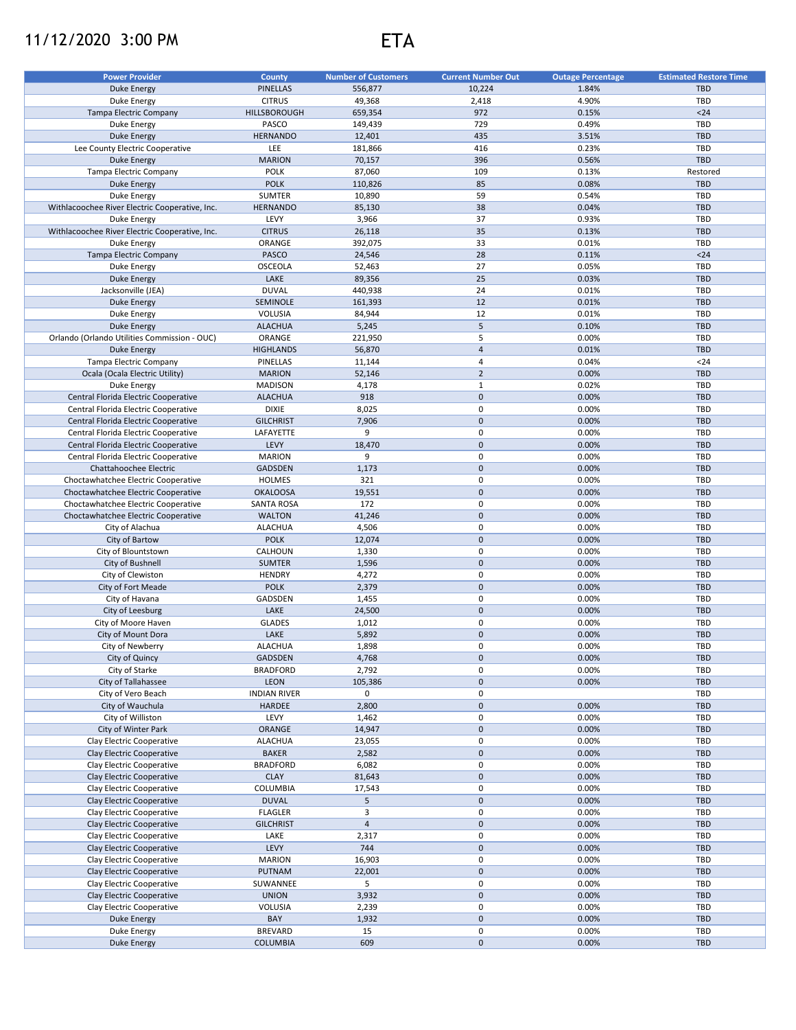11/12/2020 3:00 PM

# ETA

| Power Provider | County | Number of Customers | Current Number Out | Outage Percentage | Estimated Restore Time |
|---|---|---|---|---|---|
| Duke Energy | PINELLAS | 556,877 | 10,224 | 1.84% | TBD |
| Duke Energy | CITRUS | 49,368 | 2,418 | 4.90% | TBD |
| Tampa Electric Company | HILLSBOROUGH | 659,354 | 972 | 0.15% | <24 |
| Duke Energy | PASCO | 149,439 | 729 | 0.49% | TBD |
| Duke Energy | HERNANDO | 12,401 | 435 | 3.51% | TBD |
| Lee County Electric Cooperative | LEE | 181,866 | 416 | 0.23% | TBD |
| Duke Energy | MARION | 70,157 | 396 | 0.56% | TBD |
| Tampa Electric Company | POLK | 87,060 | 109 | 0.13% | Restored |
| Duke Energy | POLK | 110,826 | 85 | 0.08% | TBD |
| Duke Energy | SUMTER | 10,890 | 59 | 0.54% | TBD |
| Withlacoochee River Electric Cooperative, Inc. | HERNANDO | 85,130 | 38 | 0.04% | TBD |
| Duke Energy | LEVY | 3,966 | 37 | 0.93% | TBD |
| Withlacoochee River Electric Cooperative, Inc. | CITRUS | 26,118 | 35 | 0.13% | TBD |
| Duke Energy | ORANGE | 392,075 | 33 | 0.01% | TBD |
| Tampa Electric Company | PASCO | 24,546 | 28 | 0.11% | <24 |
| Duke Energy | OSCEOLA | 52,463 | 27 | 0.05% | TBD |
| Duke Energy | LAKE | 89,356 | 25 | 0.03% | TBD |
| Jacksonville (JEA) | DUVAL | 440,938 | 24 | 0.01% | TBD |
| Duke Energy | SEMINOLE | 161,393 | 12 | 0.01% | TBD |
| Duke Energy | VOLUSIA | 84,944 | 12 | 0.01% | TBD |
| Duke Energy | ALACHUA | 5,245 | 5 | 0.10% | TBD |
| Orlando (Orlando Utilities Commission - OUC) | ORANGE | 221,950 | 5 | 0.00% | TBD |
| Duke Energy | HIGHLANDS | 56,870 | 4 | 0.01% | TBD |
| Tampa Electric Company | PINELLAS | 11,144 | 4 | 0.04% | <24 |
| Ocala (Ocala Electric Utility) | MARION | 52,146 | 2 | 0.00% | TBD |
| Duke Energy | MADISON | 4,178 | 1 | 0.02% | TBD |
| Central Florida Electric Cooperative | ALACHUA | 918 | 0 | 0.00% | TBD |
| Central Florida Electric Cooperative | DIXIE | 8,025 | 0 | 0.00% | TBD |
| Central Florida Electric Cooperative | GILCHRIST | 7,906 | 0 | 0.00% | TBD |
| Central Florida Electric Cooperative | LAFAYETTE | 9 | 0 | 0.00% | TBD |
| Central Florida Electric Cooperative | LEVY | 18,470 | 0 | 0.00% | TBD |
| Central Florida Electric Cooperative | MARION | 9 | 0 | 0.00% | TBD |
| Chattahoochee Electric | GADSDEN | 1,173 | 0 | 0.00% | TBD |
| Choctawhatchee Electric Cooperative | HOLMES | 321 | 0 | 0.00% | TBD |
| Choctawhatchee Electric Cooperative | OKALOOSA | 19,551 | 0 | 0.00% | TBD |
| Choctawhatchee Electric Cooperative | SANTA ROSA | 172 | 0 | 0.00% | TBD |
| Choctawhatchee Electric Cooperative | WALTON | 41,246 | 0 | 0.00% | TBD |
| City of Alachua | ALACHUA | 4,506 | 0 | 0.00% | TBD |
| City of Bartow | POLK | 12,074 | 0 | 0.00% | TBD |
| City of Blountstown | CALHOUN | 1,330 | 0 | 0.00% | TBD |
| City of Bushnell | SUMTER | 1,596 | 0 | 0.00% | TBD |
| City of Clewiston | HENDRY | 4,272 | 0 | 0.00% | TBD |
| City of Fort Meade | POLK | 2,379 | 0 | 0.00% | TBD |
| City of Havana | GADSDEN | 1,455 | 0 | 0.00% | TBD |
| City of Leesburg | LAKE | 24,500 | 0 | 0.00% | TBD |
| City of Moore Haven | GLADES | 1,012 | 0 | 0.00% | TBD |
| City of Mount Dora | LAKE | 5,892 | 0 | 0.00% | TBD |
| City of Newberry | ALACHUA | 1,898 | 0 | 0.00% | TBD |
| City of Quincy | GADSDEN | 4,768 | 0 | 0.00% | TBD |
| City of Starke | BRADFORD | 2,792 | 0 | 0.00% | TBD |
| City of Tallahassee | LEON | 105,386 | 0 | 0.00% | TBD |
| City of Vero Beach | INDIAN RIVER | 0 | 0 | | TBD |
| City of Wauchula | HARDEE | 2,800 | 0 | 0.00% | TBD |
| City of Williston | LEVY | 1,462 | 0 | 0.00% | TBD |
| City of Winter Park | ORANGE | 14,947 | 0 | 0.00% | TBD |
| Clay Electric Cooperative | ALACHUA | 23,055 | 0 | 0.00% | TBD |
| Clay Electric Cooperative | BAKER | 2,582 | 0 | 0.00% | TBD |
| Clay Electric Cooperative | BRADFORD | 6,082 | 0 | 0.00% | TBD |
| Clay Electric Cooperative | CLAY | 81,643 | 0 | 0.00% | TBD |
| Clay Electric Cooperative | COLUMBIA | 17,543 | 0 | 0.00% | TBD |
| Clay Electric Cooperative | DUVAL | 5 | 0 | 0.00% | TBD |
| Clay Electric Cooperative | FLAGLER | 3 | 0 | 0.00% | TBD |
| Clay Electric Cooperative | GILCHRIST | 4 | 0 | 0.00% | TBD |
| Clay Electric Cooperative | LAKE | 2,317 | 0 | 0.00% | TBD |
| Clay Electric Cooperative | LEVY | 744 | 0 | 0.00% | TBD |
| Clay Electric Cooperative | MARION | 16,903 | 0 | 0.00% | TBD |
| Clay Electric Cooperative | PUTNAM | 22,001 | 0 | 0.00% | TBD |
| Clay Electric Cooperative | SUWANNEE | 5 | 0 | 0.00% | TBD |
| Clay Electric Cooperative | UNION | 3,932 | 0 | 0.00% | TBD |
| Clay Electric Cooperative | VOLUSIA | 2,239 | 0 | 0.00% | TBD |
| Duke Energy | BAY | 1,932 | 0 | 0.00% | TBD |
| Duke Energy | BREVARD | 15 | 0 | 0.00% | TBD |
| Duke Energy | COLUMBIA | 609 | 0 | 0.00% | TBD |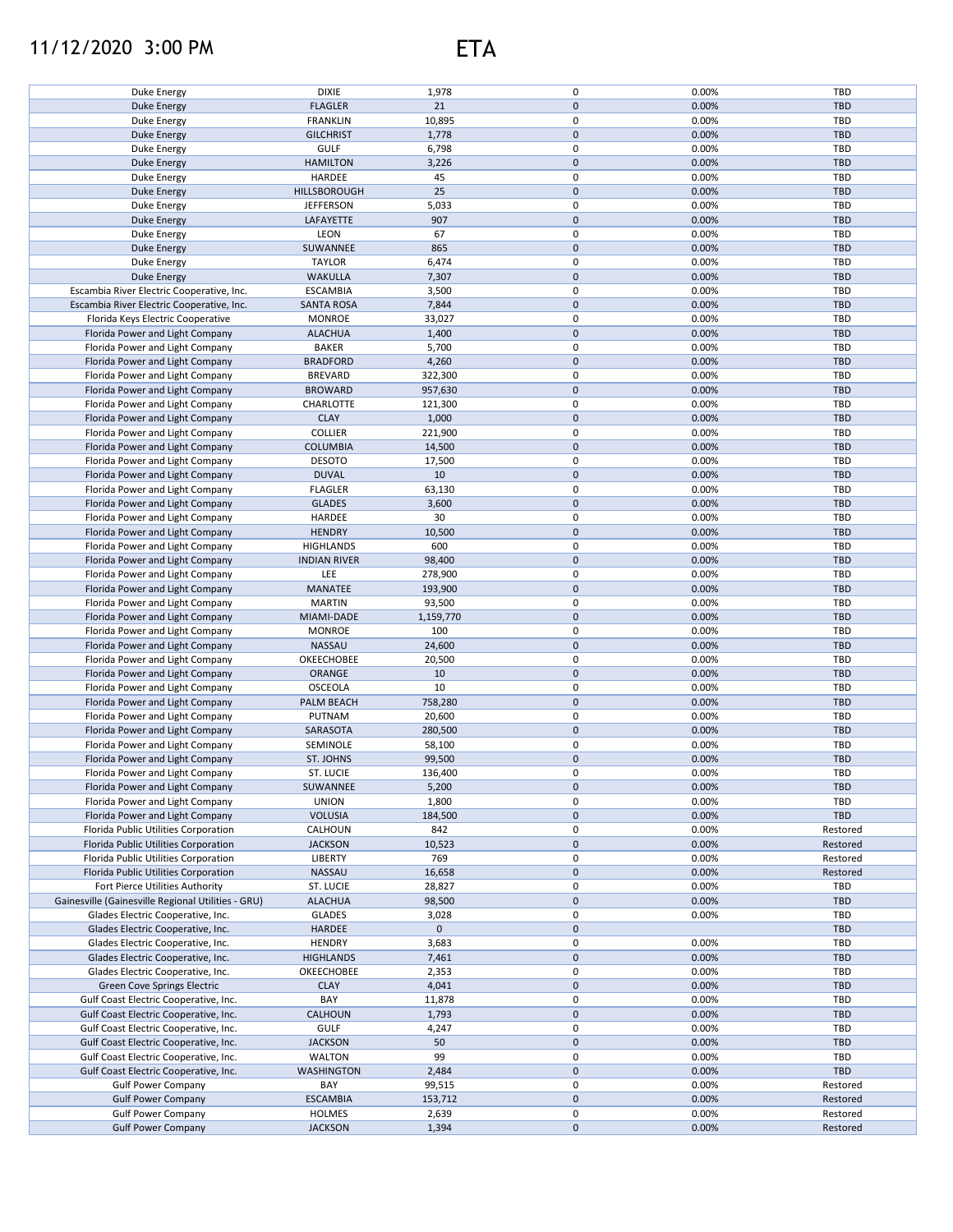11/12/2020 3:00 PM

# ETA

| | | | | | |
|---|---|---|---|---|---|
| Duke Energy | DIXIE | 1,978 | 0 | 0.00% | TBD |
| Duke Energy | FLAGLER | 21 | 0 | 0.00% | TBD |
| Duke Energy | FRANKLIN | 10,895 | 0 | 0.00% | TBD |
| Duke Energy | GILCHRIST | 1,778 | 0 | 0.00% | TBD |
| Duke Energy | GULF | 6,798 | 0 | 0.00% | TBD |
| Duke Energy | HAMILTON | 3,226 | 0 | 0.00% | TBD |
| Duke Energy | HARDEE | 45 | 0 | 0.00% | TBD |
| Duke Energy | HILLSBOROUGH | 25 | 0 | 0.00% | TBD |
| Duke Energy | JEFFERSON | 5,033 | 0 | 0.00% | TBD |
| Duke Energy | LAFAYETTE | 907 | 0 | 0.00% | TBD |
| Duke Energy | LEON | 67 | 0 | 0.00% | TBD |
| Duke Energy | SUWANNEE | 865 | 0 | 0.00% | TBD |
| Duke Energy | TAYLOR | 6,474 | 0 | 0.00% | TBD |
| Duke Energy | WAKULLA | 7,307 | 0 | 0.00% | TBD |
| Escambia River Electric Cooperative, Inc. | ESCAMBIA | 3,500 | 0 | 0.00% | TBD |
| Escambia River Electric Cooperative, Inc. | SANTA ROSA | 7,844 | 0 | 0.00% | TBD |
| Florida Keys Electric Cooperative | MONROE | 33,027 | 0 | 0.00% | TBD |
| Florida Power and Light Company | ALACHUA | 1,400 | 0 | 0.00% | TBD |
| Florida Power and Light Company | BAKER | 5,700 | 0 | 0.00% | TBD |
| Florida Power and Light Company | BRADFORD | 4,260 | 0 | 0.00% | TBD |
| Florida Power and Light Company | BREVARD | 322,300 | 0 | 0.00% | TBD |
| Florida Power and Light Company | BROWARD | 957,630 | 0 | 0.00% | TBD |
| Florida Power and Light Company | CHARLOTTE | 121,300 | 0 | 0.00% | TBD |
| Florida Power and Light Company | CLAY | 1,000 | 0 | 0.00% | TBD |
| Florida Power and Light Company | COLLIER | 221,900 | 0 | 0.00% | TBD |
| Florida Power and Light Company | COLUMBIA | 14,500 | 0 | 0.00% | TBD |
| Florida Power and Light Company | DESOTO | 17,500 | 0 | 0.00% | TBD |
| Florida Power and Light Company | DUVAL | 10 | 0 | 0.00% | TBD |
| Florida Power and Light Company | FLAGLER | 63,130 | 0 | 0.00% | TBD |
| Florida Power and Light Company | GLADES | 3,600 | 0 | 0.00% | TBD |
| Florida Power and Light Company | HARDEE | 30 | 0 | 0.00% | TBD |
| Florida Power and Light Company | HENDRY | 10,500 | 0 | 0.00% | TBD |
| Florida Power and Light Company | HIGHLANDS | 600 | 0 | 0.00% | TBD |
| Florida Power and Light Company | INDIAN RIVER | 98,400 | 0 | 0.00% | TBD |
| Florida Power and Light Company | LEE | 278,900 | 0 | 0.00% | TBD |
| Florida Power and Light Company | MANATEE | 193,900 | 0 | 0.00% | TBD |
| Florida Power and Light Company | MARTIN | 93,500 | 0 | 0.00% | TBD |
| Florida Power and Light Company | MIAMI-DADE | 1,159,770 | 0 | 0.00% | TBD |
| Florida Power and Light Company | MONROE | 100 | 0 | 0.00% | TBD |
| Florida Power and Light Company | NASSAU | 24,600 | 0 | 0.00% | TBD |
| Florida Power and Light Company | OKEECHOBEE | 20,500 | 0 | 0.00% | TBD |
| Florida Power and Light Company | ORANGE | 10 | 0 | 0.00% | TBD |
| Florida Power and Light Company | OSCEOLA | 10 | 0 | 0.00% | TBD |
| Florida Power and Light Company | PALM BEACH | 758,280 | 0 | 0.00% | TBD |
| Florida Power and Light Company | PUTNAM | 20,600 | 0 | 0.00% | TBD |
| Florida Power and Light Company | SARASOTA | 280,500 | 0 | 0.00% | TBD |
| Florida Power and Light Company | SEMINOLE | 58,100 | 0 | 0.00% | TBD |
| Florida Power and Light Company | ST. JOHNS | 99,500 | 0 | 0.00% | TBD |
| Florida Power and Light Company | ST. LUCIE | 136,400 | 0 | 0.00% | TBD |
| Florida Power and Light Company | SUWANNEE | 5,200 | 0 | 0.00% | TBD |
| Florida Power and Light Company | UNION | 1,800 | 0 | 0.00% | TBD |
| Florida Power and Light Company | VOLUSIA | 184,500 | 0 | 0.00% | TBD |
| Florida Public Utilities Corporation | CALHOUN | 842 | 0 | 0.00% | Restored |
| Florida Public Utilities Corporation | JACKSON | 10,523 | 0 | 0.00% | Restored |
| Florida Public Utilities Corporation | LIBERTY | 769 | 0 | 0.00% | Restored |
| Florida Public Utilities Corporation | NASSAU | 16,658 | 0 | 0.00% | Restored |
| Fort Pierce Utilities Authority | ST. LUCIE | 28,827 | 0 | 0.00% | TBD |
| Gainesville (Gainesville Regional Utilities - GRU) | ALACHUA | 98,500 | 0 | 0.00% | TBD |
| Glades Electric Cooperative, Inc. | GLADES | 3,028 | 0 | 0.00% | TBD |
| Glades Electric Cooperative, Inc. | HARDEE | 0 | 0 | | TBD |
| Glades Electric Cooperative, Inc. | HENDRY | 3,683 | 0 | 0.00% | TBD |
| Glades Electric Cooperative, Inc. | HIGHLANDS | 7,461 | 0 | 0.00% | TBD |
| Glades Electric Cooperative, Inc. | OKEECHOBEE | 2,353 | 0 | 0.00% | TBD |
| Green Cove Springs Electric | CLAY | 4,041 | 0 | 0.00% | TBD |
| Gulf Coast Electric Cooperative, Inc. | BAY | 11,878 | 0 | 0.00% | TBD |
| Gulf Coast Electric Cooperative, Inc. | CALHOUN | 1,793 | 0 | 0.00% | TBD |
| Gulf Coast Electric Cooperative, Inc. | GULF | 4,247 | 0 | 0.00% | TBD |
| Gulf Coast Electric Cooperative, Inc. | JACKSON | 50 | 0 | 0.00% | TBD |
| Gulf Coast Electric Cooperative, Inc. | WALTON | 99 | 0 | 0.00% | TBD |
| Gulf Coast Electric Cooperative, Inc. | WASHINGTON | 2,484 | 0 | 0.00% | TBD |
| Gulf Power Company | BAY | 99,515 | 0 | 0.00% | Restored |
| Gulf Power Company | ESCAMBIA | 153,712 | 0 | 0.00% | Restored |
| Gulf Power Company | HOLMES | 2,639 | 0 | 0.00% | Restored |
| Gulf Power Company | JACKSON | 1,394 | 0 | 0.00% | Restored |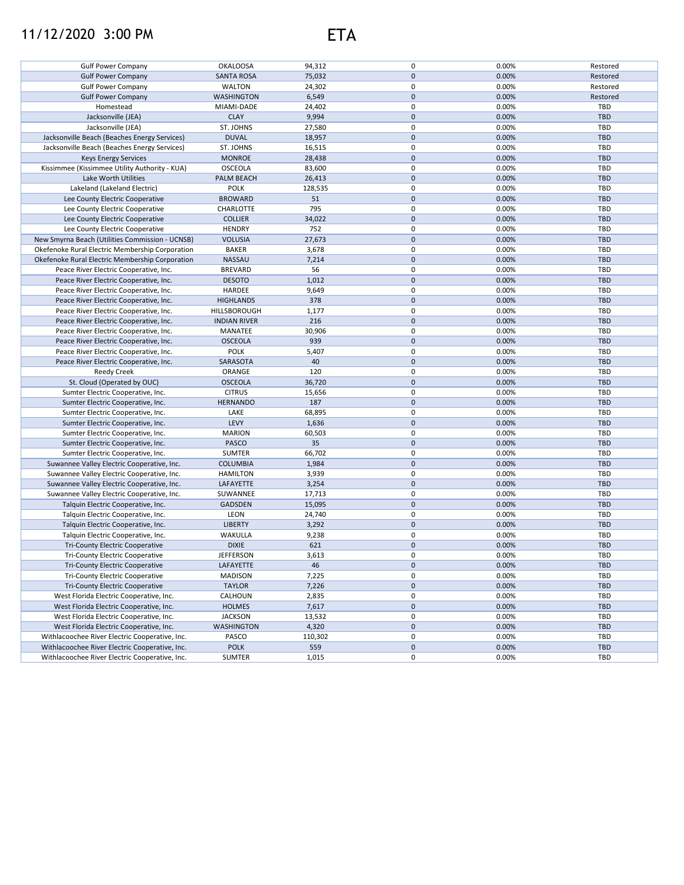# 11/12/2020 3:00 PM

# ETA

| | | | | | |
|---|---|---|---|---|---|
| Gulf Power Company | OKALOOSA | 94,312 | 0 | 0.00% | Restored |
| Gulf Power Company | SANTA ROSA | 75,032 | 0 | 0.00% | Restored |
| Gulf Power Company | WALTON | 24,302 | 0 | 0.00% | Restored |
| Gulf Power Company | WASHINGTON | 6,549 | 0 | 0.00% | Restored |
| Homestead | MIAMI-DADE | 24,402 | 0 | 0.00% | TBD |
| Jacksonville (JEA) | CLAY | 9,994 | 0 | 0.00% | TBD |
| Jacksonville (JEA) | ST. JOHNS | 27,580 | 0 | 0.00% | TBD |
| Jacksonville Beach (Beaches Energy Services) | DUVAL | 18,957 | 0 | 0.00% | TBD |
| Jacksonville Beach (Beaches Energy Services) | ST. JOHNS | 16,515 | 0 | 0.00% | TBD |
| Keys Energy Services | MONROE | 28,438 | 0 | 0.00% | TBD |
| Kissimmee (Kissimmee Utility Authority - KUA) | OSCEOLA | 83,600 | 0 | 0.00% | TBD |
| Lake Worth Utilities | PALM BEACH | 26,413 | 0 | 0.00% | TBD |
| Lakeland (Lakeland Electric) | POLK | 128,535 | 0 | 0.00% | TBD |
| Lee County Electric Cooperative | BROWARD | 51 | 0 | 0.00% | TBD |
| Lee County Electric Cooperative | CHARLOTTE | 795 | 0 | 0.00% | TBD |
| Lee County Electric Cooperative | COLLIER | 34,022 | 0 | 0.00% | TBD |
| Lee County Electric Cooperative | HENDRY | 752 | 0 | 0.00% | TBD |
| New Smyrna Beach (Utilities Commission - UCNSB) | VOLUSIA | 27,673 | 0 | 0.00% | TBD |
| Okefenoke Rural Electric Membership Corporation | BAKER | 3,678 | 0 | 0.00% | TBD |
| Okefenoke Rural Electric Membership Corporation | NASSAU | 7,214 | 0 | 0.00% | TBD |
| Peace River Electric Cooperative, Inc. | BREVARD | 56 | 0 | 0.00% | TBD |
| Peace River Electric Cooperative, Inc. | DESOTO | 1,012 | 0 | 0.00% | TBD |
| Peace River Electric Cooperative, Inc. | HARDEE | 9,649 | 0 | 0.00% | TBD |
| Peace River Electric Cooperative, Inc. | HIGHLANDS | 378 | 0 | 0.00% | TBD |
| Peace River Electric Cooperative, Inc. | HILLSBOROUGH | 1,177 | 0 | 0.00% | TBD |
| Peace River Electric Cooperative, Inc. | INDIAN RIVER | 216 | 0 | 0.00% | TBD |
| Peace River Electric Cooperative, Inc. | MANATEE | 30,906 | 0 | 0.00% | TBD |
| Peace River Electric Cooperative, Inc. | OSCEOLA | 939 | 0 | 0.00% | TBD |
| Peace River Electric Cooperative, Inc. | POLK | 5,407 | 0 | 0.00% | TBD |
| Peace River Electric Cooperative, Inc. | SARASOTA | 40 | 0 | 0.00% | TBD |
| Reedy Creek | ORANGE | 120 | 0 | 0.00% | TBD |
| St. Cloud (Operated by OUC) | OSCEOLA | 36,720 | 0 | 0.00% | TBD |
| Sumter Electric Cooperative, Inc. | CITRUS | 15,656 | 0 | 0.00% | TBD |
| Sumter Electric Cooperative, Inc. | HERNANDO | 187 | 0 | 0.00% | TBD |
| Sumter Electric Cooperative, Inc. | LAKE | 68,895 | 0 | 0.00% | TBD |
| Sumter Electric Cooperative, Inc. | LEVY | 1,636 | 0 | 0.00% | TBD |
| Sumter Electric Cooperative, Inc. | MARION | 60,503 | 0 | 0.00% | TBD |
| Sumter Electric Cooperative, Inc. | PASCO | 35 | 0 | 0.00% | TBD |
| Sumter Electric Cooperative, Inc. | SUMTER | 66,702 | 0 | 0.00% | TBD |
| Suwannee Valley Electric Cooperative, Inc. | COLUMBIA | 1,984 | 0 | 0.00% | TBD |
| Suwannee Valley Electric Cooperative, Inc. | HAMILTON | 3,939 | 0 | 0.00% | TBD |
| Suwannee Valley Electric Cooperative, Inc. | LAFAYETTE | 3,254 | 0 | 0.00% | TBD |
| Suwannee Valley Electric Cooperative, Inc. | SUWANNEE | 17,713 | 0 | 0.00% | TBD |
| Talquin Electric Cooperative, Inc. | GADSDEN | 15,095 | 0 | 0.00% | TBD |
| Talquin Electric Cooperative, Inc. | LEON | 24,740 | 0 | 0.00% | TBD |
| Talquin Electric Cooperative, Inc. | LIBERTY | 3,292 | 0 | 0.00% | TBD |
| Talquin Electric Cooperative, Inc. | WAKULLA | 9,238 | 0 | 0.00% | TBD |
| Tri-County Electric Cooperative | DIXIE | 621 | 0 | 0.00% | TBD |
| Tri-County Electric Cooperative | JEFFERSON | 3,613 | 0 | 0.00% | TBD |
| Tri-County Electric Cooperative | LAFAYETTE | 46 | 0 | 0.00% | TBD |
| Tri-County Electric Cooperative | MADISON | 7,225 | 0 | 0.00% | TBD |
| Tri-County Electric Cooperative | TAYLOR | 7,226 | 0 | 0.00% | TBD |
| West Florida Electric Cooperative, Inc. | CALHOUN | 2,835 | 0 | 0.00% | TBD |
| West Florida Electric Cooperative, Inc. | HOLMES | 7,617 | 0 | 0.00% | TBD |
| West Florida Electric Cooperative, Inc. | JACKSON | 13,532 | 0 | 0.00% | TBD |
| West Florida Electric Cooperative, Inc. | WASHINGTON | 4,320 | 0 | 0.00% | TBD |
| Withlacoochee River Electric Cooperative, Inc. | PASCO | 110,302 | 0 | 0.00% | TBD |
| Withlacoochee River Electric Cooperative, Inc. | POLK | 559 | 0 | 0.00% | TBD |
| Withlacoochee River Electric Cooperative, Inc. | SUMTER | 1,015 | 0 | 0.00% | TBD |